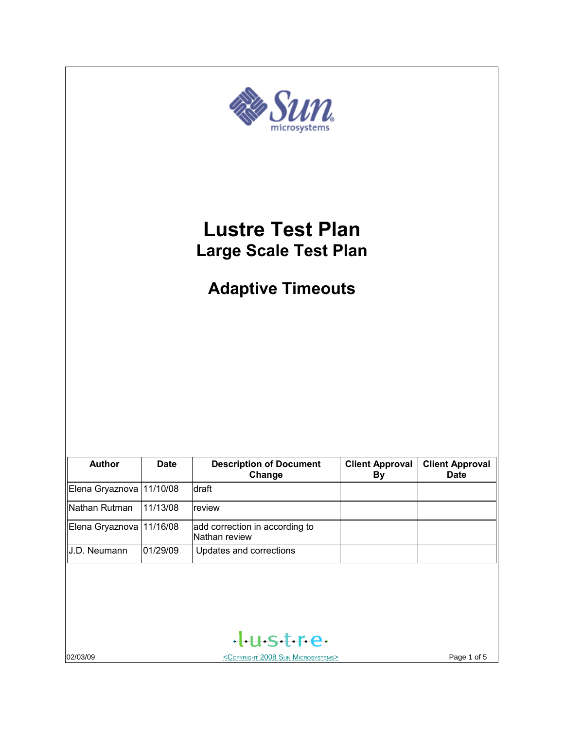# Lustre Test Plan

## Large Scale Test Plan

## Adaptive Timeouts

| Author | Date | Description of Document Change | Client Approval By | Client Approval Date |
|---|---|---|---|---|
| Elena Gryaznova | 11/10/08 | draft | | |
| Nathan Rutman | 11/13/08 | review | | |
| Elena Gryaznova | 11/16/08 | add correction in according to Nathan review | | |
| J.D. Neumann | 01/29/09 | Updates and corrections | | |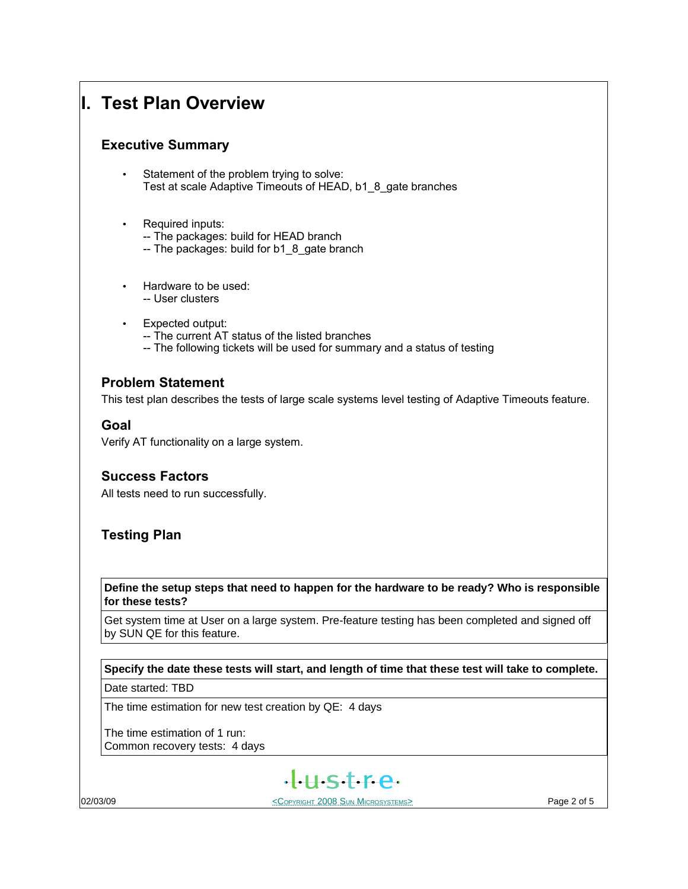# I. Test Plan Overview

## Executive Summary

- Statement of the problem trying to solve:
  Test at scale Adaptive Timeouts of HEAD, b1_8_gate branches

- Required inputs:
  -- The packages: build for HEAD branch
  -- The packages: build for b1_8_gate branch

- Hardware to be used:
  -- User clusters

- Expected output:
  -- The current AT status of the listed branches
  -- The following tickets will be used for summary and a status of testing

## Problem Statement

This test plan describes the tests of large scale systems level testing of Adaptive Timeouts feature.

## Goal

Verify AT functionality on a large system.

## Success Factors

All tests need to run successfully.

## Testing Plan

| **Define the setup steps that need to happen for the hardware to be ready? Who is responsible for these tests?** |
| --- |
| Get system time at User on a large system. Pre-feature testing has been completed and signed off by SUN QE for this feature. |

| **Specify the date these tests will start, and length of time that these test will take to complete.** |
| --- |
| Date started: TBD |
| The time estimation for new test creation by QE: 4 days<br><br>The time estimation of 1 run:<br>Common recovery tests: 4 days |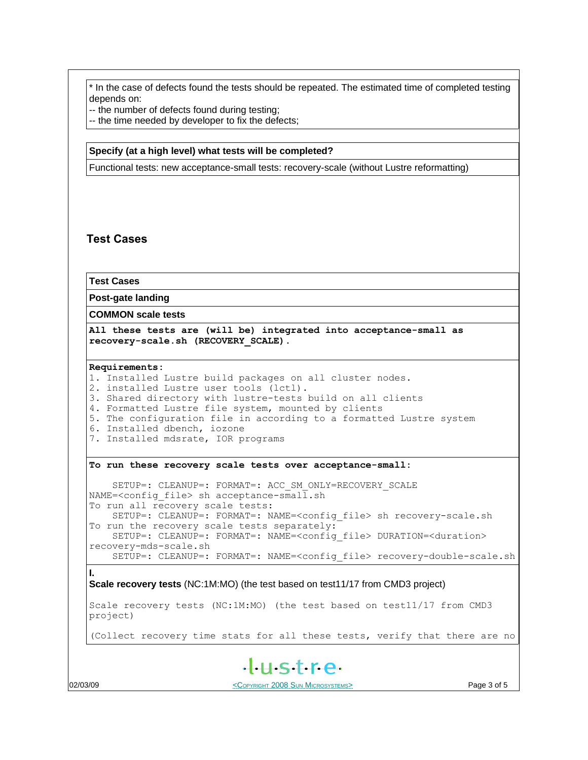* In the case of defects found the tests should be repeated. The estimated time of completed testing depends on:
-- the number of defects found during testing;
-- the time needed by developer to fix the defects;

**Specify (at a high level) what tests will be completed?**

Functional tests: new acceptance-small tests: recovery-scale (without Lustre reformatting)

## Test Cases

**Test Cases**

**Post-gate landing**

**COMMON scale tests**

**All these tests are (will be) integrated into acceptance-small as recovery-scale.sh (RECOVERY_SCALE).**

**Requirements:**

```
1. Installed Lustre build packages on all cluster nodes.
2. installed Lustre user tools (lctl).
3. Shared directory with lustre-tests build on all clients
4. Formatted Lustre file system, mounted by clients
5. The configuration file in according to a formatted Lustre system
6. Installed dbench, iozone
7. Installed mdsrate, IOR programs
```

**To run these recovery scale tests over acceptance-small:**

```
    SETUP=: CLEANUP=: FORMAT=: ACC_SM_ONLY=RECOVERY_SCALE
NAME=<config_file> sh acceptance-small.sh
To run all recovery scale tests:
    SETUP=: CLEANUP=: FORMAT=: NAME=<config_file> sh recovery-scale.sh
To run the recovery scale tests separately:
    SETUP=: CLEANUP=: FORMAT=: NAME=<config_file> DURATION=<duration>
recovery-mds-scale.sh
    SETUP=: CLEANUP=: FORMAT=: NAME=<config_file> recovery-double-scale.sh
```

**I.**
**Scale recovery tests** (NC:1M:MO) (the test based on test11/17 from CMD3 project)

```
Scale recovery tests (NC:1M:MO) (the test based on test11/17 from CMD3
project)

(Collect recovery time stats for all these tests, verify that there are no
```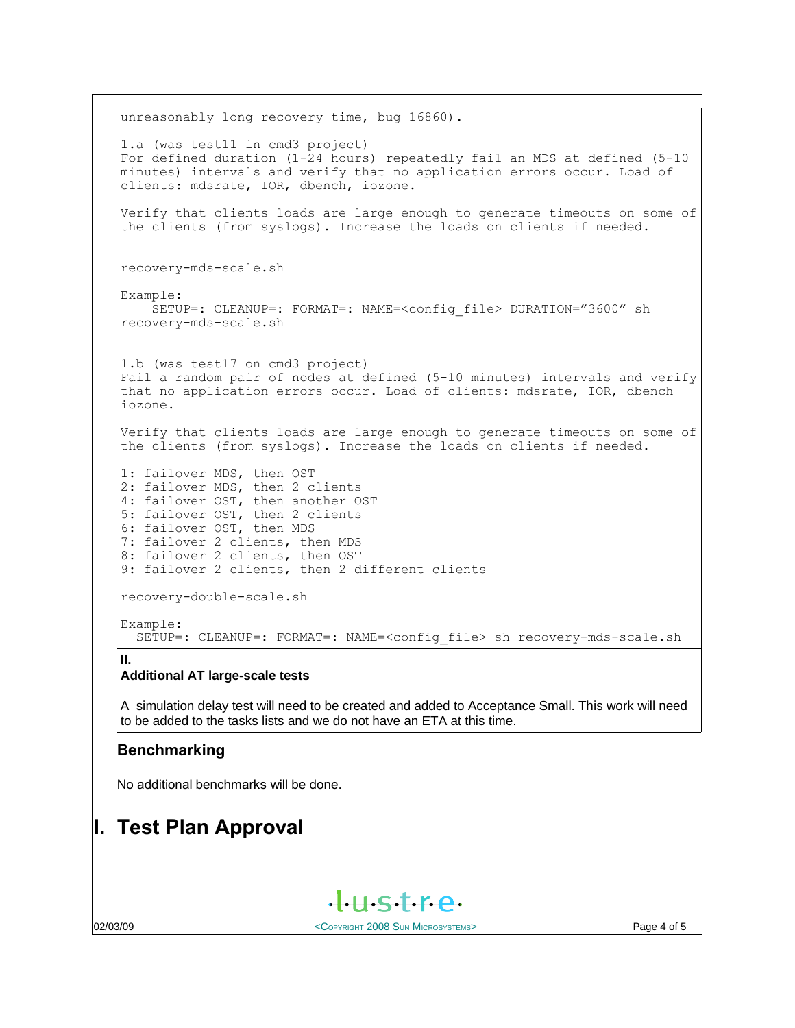unreasonably long recovery time, bug 16860).

1.a (was test11 in cmd3 project)
For defined duration (1-24 hours) repeatedly fail an MDS at defined (5-10 minutes) intervals and verify that no application errors occur. Load of clients: mdsrate, IOR, dbench, iozone.

Verify that clients loads are large enough to generate timeouts on some of the clients (from syslogs). Increase the loads on clients if needed.

recovery-mds-scale.sh

Example:

```
    SETUP=: CLEANUP=: FORMAT=: NAME=<config_file> DURATION="3600" sh recovery-mds-scale.sh
```

1.b (was test17 on cmd3 project)
Fail a random pair of nodes at defined (5-10 minutes) intervals and verify that no application errors occur. Load of clients: mdsrate, IOR, dbench iozone.

Verify that clients loads are large enough to generate timeouts on some of the clients (from syslogs). Increase the loads on clients if needed.

1: failover MDS, then OST
2: failover MDS, then 2 clients
4: failover OST, then another OST
5: failover OST, then 2 clients
6: failover OST, then MDS
7: failover 2 clients, then MDS
8: failover 2 clients, then OST
9: failover 2 clients, then 2 different clients

recovery-double-scale.sh

Example:

```
  SETUP=: CLEANUP=: FORMAT=: NAME=<config_file> sh recovery-mds-scale.sh
```

**II.**
**Additional AT large-scale tests**

A simulation delay test will need to be created and added to Acceptance Small. This work will need to be added to the tasks lists and we do not have an ETA at this time.

## Benchmarking

No additional benchmarks will be done.

# I. Test Plan Approval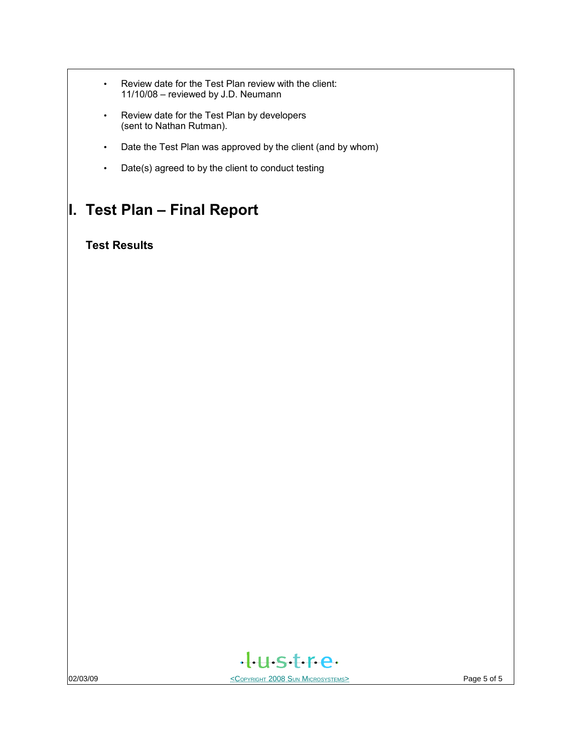- Review date for the Test Plan review with the client:
  11/10/08 – reviewed by J.D. Neumann

- Review date for the Test Plan by developers
  (sent to Nathan Rutman).

- Date the Test Plan was approved by the client (and by whom)

- Date(s) agreed to by the client to conduct testing

# I. Test Plan – Final Report

## Test Results